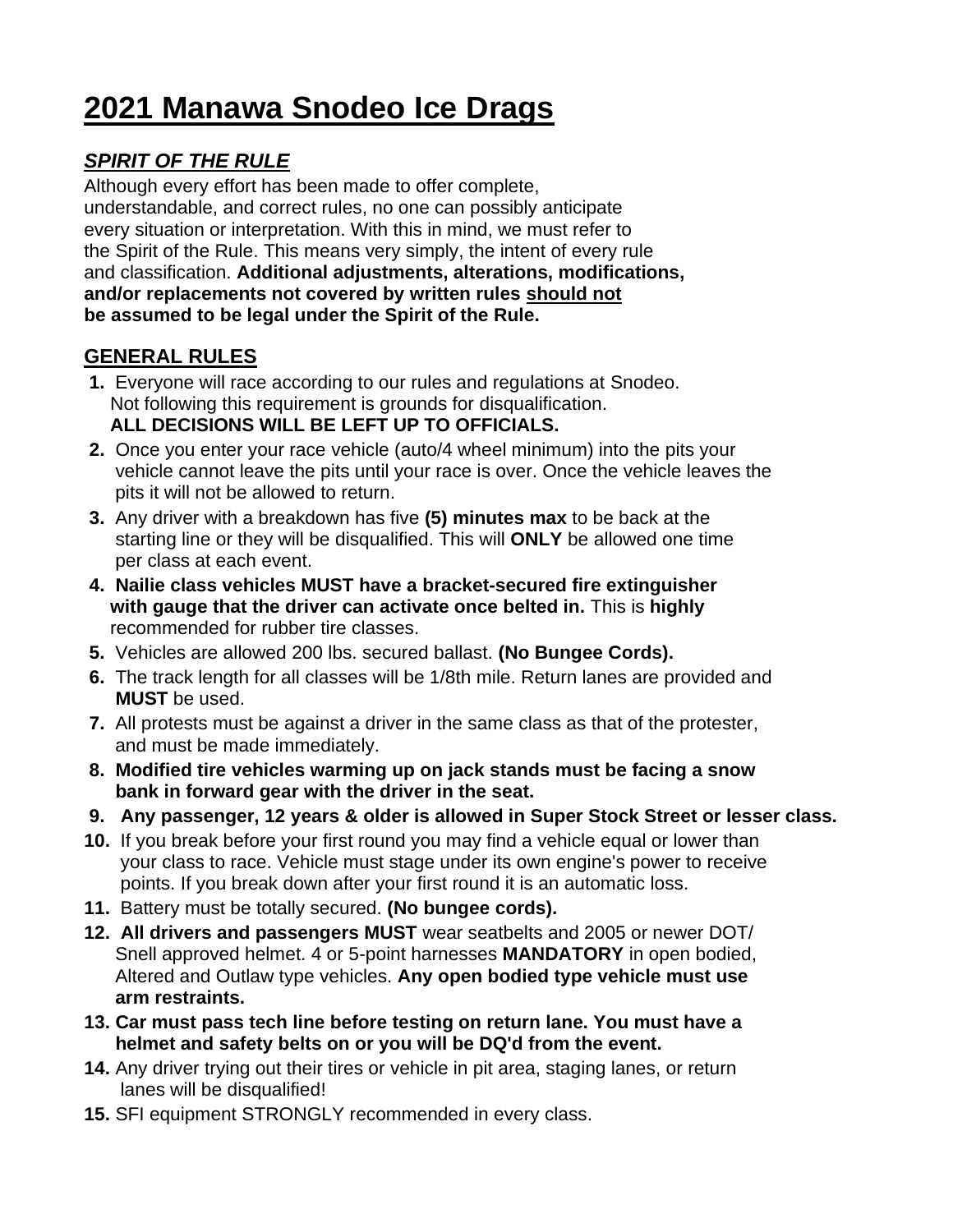# 2021 Manawa Snodeo Ice Drags

## *SPIRIT OF THE RULE*

Although every effort has been made to offer complete, understandable, and correct rules, no one can possibly anticipate every situation or interpretation. With this in mind, we must refer to the Spirit of the Rule. This means very simply, the intent of every rule and classification. **Additional adjustments, alterations, modifications, and/or replacements not covered by written rules should not be assumed to be legal under the Spirit of the Rule.**

## GENERAL RULES

1. Everyone will race according to our rules and regulations at Snodeo. Not following this requirement is grounds for disqualification. **ALL DECISIONS WILL BE LEFT UP TO OFFICIALS.**
2. Once you enter your race vehicle (auto/4 wheel minimum) into the pits your vehicle cannot leave the pits until your race is over. Once the vehicle leaves the pits it will not be allowed to return.
3. Any driver with a breakdown has five **(5) minutes max** to be back at the starting line or they will be disqualified. This will **ONLY** be allowed one time per class at each event.
4. **Nailie class vehicles MUST have a bracket-secured fire extinguisher with gauge that the driver can activate once belted in.** This is **highly** recommended for rubber tire classes.
5. Vehicles are allowed 200 lbs. secured ballast. **(No Bungee Cords).**
6. The track length for all classes will be 1/8th mile. Return lanes are provided and **MUST** be used.
7. All protests must be against a driver in the same class as that of the protester, and must be made immediately.
8. **Modified tire vehicles warming up on jack stands must be facing a snow bank in forward gear with the driver in the seat.**
9. **Any passenger, 12 years & older is allowed in Super Stock Street or lesser class.**
10. If you break before your first round you may find a vehicle equal or lower than your class to race. Vehicle must stage under its own engine's power to receive points. If you break down after your first round it is an automatic loss.
11. Battery must be totally secured. **(No bungee cords).**
12. **All drivers and passengers MUST** wear seatbelts and 2005 or newer DOT/ Snell approved helmet. 4 or 5-point harnesses **MANDATORY** in open bodied, Altered and Outlaw type vehicles. **Any open bodied type vehicle must use arm restraints.**
13. **Car must pass tech line before testing on return lane. You must have a helmet and safety belts on or you will be DQ'd from the event.**
14. Any driver trying out their tires or vehicle in pit area, staging lanes, or return lanes will be disqualified!
15. SFI equipment STRONGLY recommended in every class.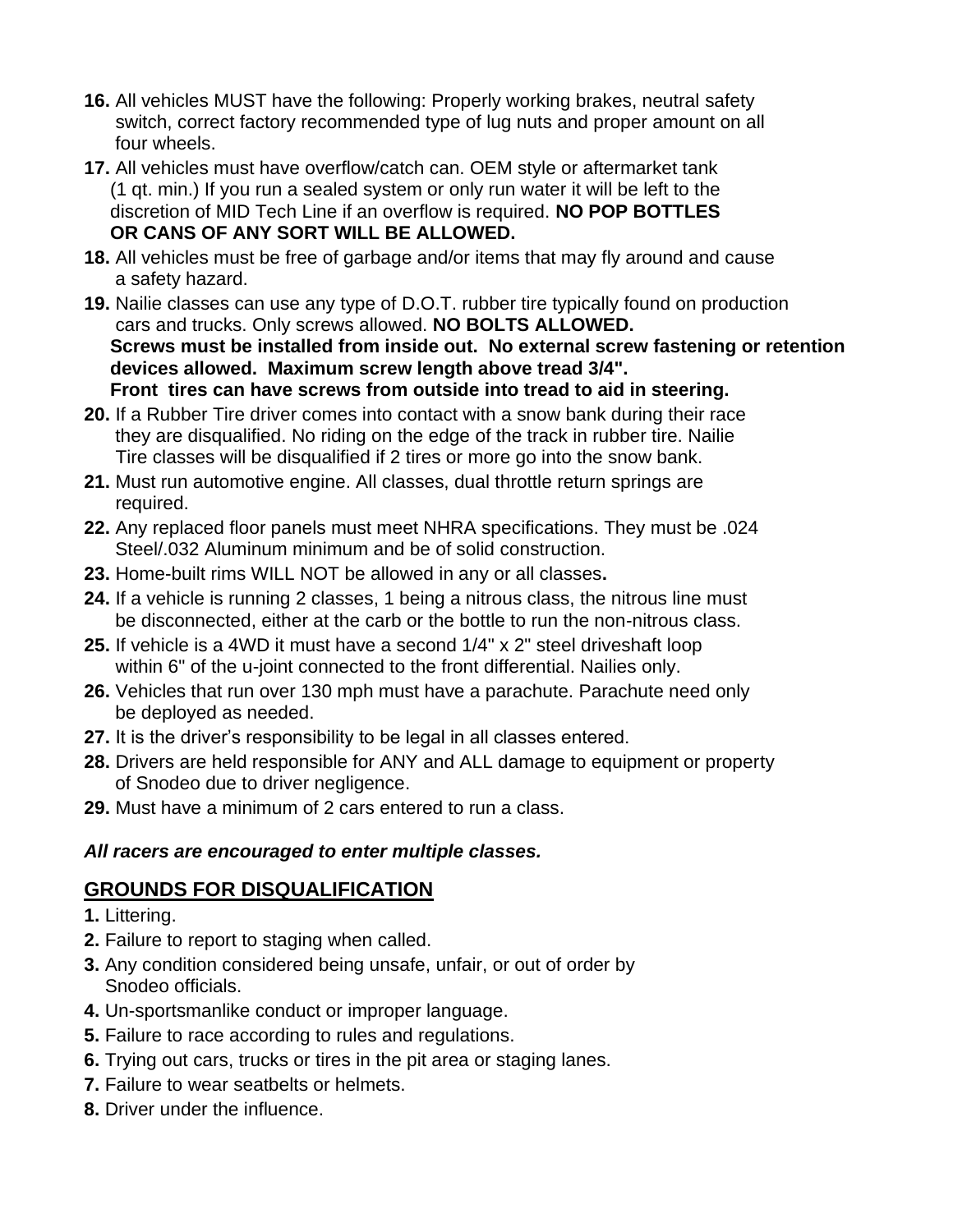**16.** All vehicles MUST have the following: Properly working brakes, neutral safety switch, correct factory recommended type of lug nuts and proper amount on all four wheels.

**17.** All vehicles must have overflow/catch can. OEM style or aftermarket tank (1 qt. min.) If you run a sealed system or only run water it will be left to the discretion of MID Tech Line if an overflow is required. **NO POP BOTTLES OR CANS OF ANY SORT WILL BE ALLOWED.**

**18.** All vehicles must be free of garbage and/or items that may fly around and cause a safety hazard.

**19.** Nailie classes can use any type of D.O.T. rubber tire typically found on production cars and trucks. Only screws allowed. **NO BOLTS ALLOWED. Screws must be installed from inside out. No external screw fastening or retention devices allowed. Maximum screw length above tread 3/4". Front tires can have screws from outside into tread to aid in steering.**

**20.** If a Rubber Tire driver comes into contact with a snow bank during their race they are disqualified. No riding on the edge of the track in rubber tire. Nailie Tire classes will be disqualified if 2 tires or more go into the snow bank.

**21.** Must run automotive engine. All classes, dual throttle return springs are required.

**22.** Any replaced floor panels must meet NHRA specifications. They must be .024 Steel/.032 Aluminum minimum and be of solid construction.

**23.** Home-built rims WILL NOT be allowed in any or all classes**.**

**24.** If a vehicle is running 2 classes, 1 being a nitrous class, the nitrous line must be disconnected, either at the carb or the bottle to run the non-nitrous class.

**25.** If vehicle is a 4WD it must have a second 1/4" x 2" steel driveshaft loop within 6" of the u-joint connected to the front differential. Nailies only.

**26.** Vehicles that run over 130 mph must have a parachute. Parachute need only be deployed as needed.

**27.** It is the driver's responsibility to be legal in all classes entered.

**28.** Drivers are held responsible for ANY and ALL damage to equipment or property of Snodeo due to driver negligence.

**29.** Must have a minimum of 2 cars entered to run a class.

***All racers are encouraged to enter multiple classes.***

## GROUNDS FOR DISQUALIFICATION

**1.** Littering.

**2.** Failure to report to staging when called.

**3.** Any condition considered being unsafe, unfair, or out of order by Snodeo officials.

**4.** Un-sportsmanlike conduct or improper language.

**5.** Failure to race according to rules and regulations.

**6.** Trying out cars, trucks or tires in the pit area or staging lanes.

**7.** Failure to wear seatbelts or helmets.

**8.** Driver under the influence.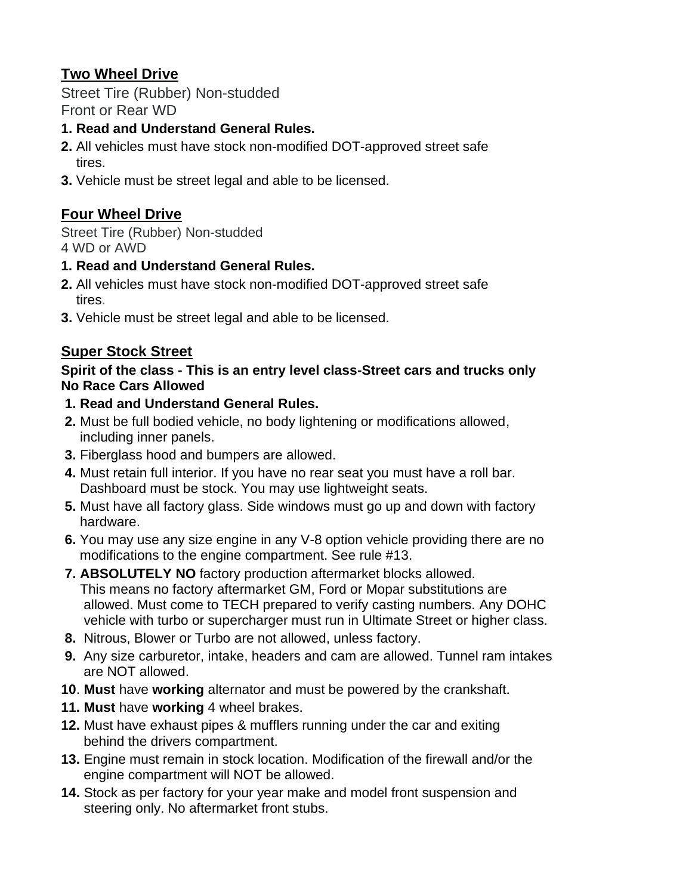## Two Wheel Drive

Street Tire (Rubber) Non-studded
Front or Rear WD

1. **Read and Understand General Rules.**
2. All vehicles must have stock non-modified DOT-approved street safe tires.
3. Vehicle must be street legal and able to be licensed.

## Four Wheel Drive

Street Tire (Rubber) Non-studded
4 WD or AWD

1. **Read and Understand General Rules.**
2. All vehicles must have stock non-modified DOT-approved street safe tires.
3. Vehicle must be street legal and able to be licensed.

## Super Stock Street

**Spirit of the class - This is an entry level class-Street cars and trucks only**
**No Race Cars Allowed**

1. **Read and Understand General Rules.**
2. Must be full bodied vehicle, no body lightening or modifications allowed, including inner panels.
3. Fiberglass hood and bumpers are allowed.
4. Must retain full interior. If you have no rear seat you must have a roll bar. Dashboard must be stock. You may use lightweight seats.
5. Must have all factory glass. Side windows must go up and down with factory hardware.
6. You may use any size engine in any V-8 option vehicle providing there are no modifications to the engine compartment. See rule #13.
7. **ABSOLUTELY NO** factory production aftermarket blocks allowed. This means no factory aftermarket GM, Ford or Mopar substitutions are allowed. Must come to TECH prepared to verify casting numbers. Any DOHC vehicle with turbo or supercharger must run in Ultimate Street or higher class.
8. Nitrous, Blower or Turbo are not allowed, unless factory.
9. Any size carburetor, intake, headers and cam are allowed. Tunnel ram intakes are NOT allowed.
10. **Must** have **working** alternator and must be powered by the crankshaft.
11. **Must** have **working** 4 wheel brakes.
12. Must have exhaust pipes & mufflers running under the car and exiting behind the drivers compartment.
13. Engine must remain in stock location. Modification of the firewall and/or the engine compartment will NOT be allowed.
14. Stock as per factory for your year make and model front suspension and steering only. No aftermarket front stubs.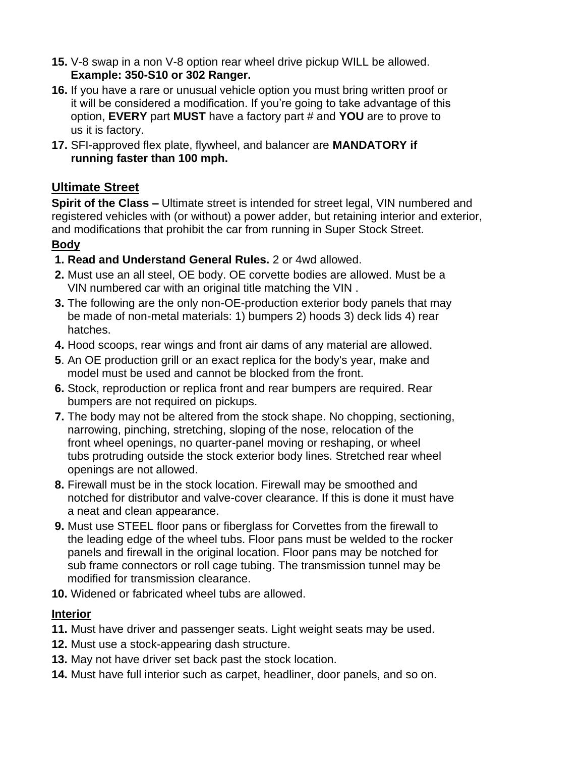15. V-8 swap in a non V-8 option rear wheel drive pickup WILL be allowed. **Example: 350-S10 or 302 Ranger.**
16. If you have a rare or unusual vehicle option you must bring written proof or it will be considered a modification. If you're going to take advantage of this option, **EVERY** part **MUST** have a factory part # and **YOU** are to prove to us it is factory.
17. SFI-approved flex plate, flywheel, and balancer are **MANDATORY if running faster than 100 mph.**

## Ultimate Street

**Spirit of the Class –** Ultimate street is intended for street legal, VIN numbered and registered vehicles with (or without) a power adder, but retaining interior and exterior, and modifications that prohibit the car from running in Super Stock Street.

### Body

1. **Read and Understand General Rules.** 2 or 4wd allowed.
2. Must use an all steel, OE body. OE corvette bodies are allowed. Must be a VIN numbered car with an original title matching the VIN .
3. The following are the only non-OE-production exterior body panels that may be made of non-metal materials: 1) bumpers 2) hoods 3) deck lids 4) rear hatches.
4. Hood scoops, rear wings and front air dams of any material are allowed.
5. An OE production grill or an exact replica for the body's year, make and model must be used and cannot be blocked from the front.
6. Stock, reproduction or replica front and rear bumpers are required. Rear bumpers are not required on pickups.
7. The body may not be altered from the stock shape. No chopping, sectioning, narrowing, pinching, stretching, sloping of the nose, relocation of the front wheel openings, no quarter-panel moving or reshaping, or wheel tubs protruding outside the stock exterior body lines. Stretched rear wheel openings are not allowed.
8. Firewall must be in the stock location. Firewall may be smoothed and notched for distributor and valve-cover clearance. If this is done it must have a neat and clean appearance.
9. Must use STEEL floor pans or fiberglass for Corvettes from the firewall to the leading edge of the wheel tubs. Floor pans must be welded to the rocker panels and firewall in the original location. Floor pans may be notched for sub frame connectors or roll cage tubing. The transmission tunnel may be modified for transmission clearance.
10. Widened or fabricated wheel tubs are allowed.

### Interior

11. Must have driver and passenger seats. Light weight seats may be used.
12. Must use a stock-appearing dash structure.
13. May not have driver set back past the stock location.
14. Must have full interior such as carpet, headliner, door panels, and so on.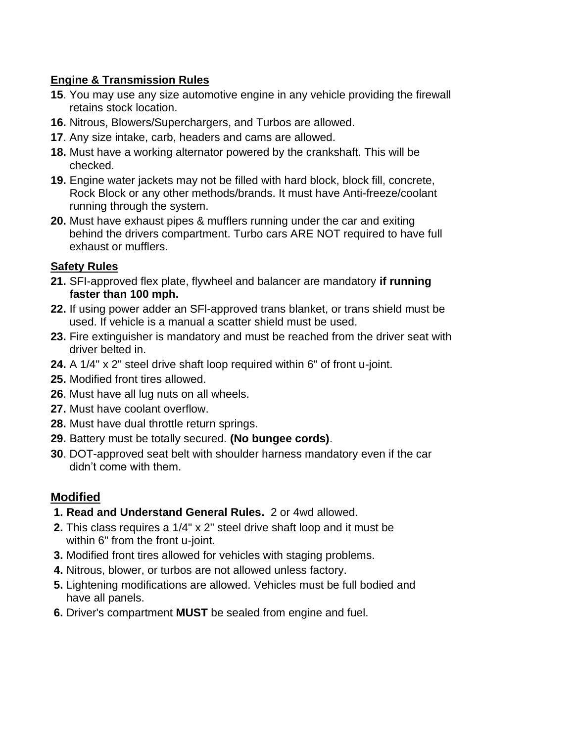**Engine & Transmission Rules**

**15**. You may use any size automotive engine in any vehicle providing the firewall retains stock location.

**16.** Nitrous, Blowers/Superchargers, and Turbos are allowed.

**17**. Any size intake, carb, headers and cams are allowed.

**18.** Must have a working alternator powered by the crankshaft. This will be checked.

**19.** Engine water jackets may not be filled with hard block, block fill, concrete, Rock Block or any other methods/brands. It must have Anti-freeze/coolant running through the system.

**20.** Must have exhaust pipes & mufflers running under the car and exiting behind the drivers compartment. Turbo cars ARE NOT required to have full exhaust or mufflers.

**Safety Rules**

**21.** SFI-approved flex plate, flywheel and balancer are mandatory **if running faster than 100 mph.**

**22.** If using power adder an SFl-approved trans blanket, or trans shield must be used. If vehicle is a manual a scatter shield must be used.

**23.** Fire extinguisher is mandatory and must be reached from the driver seat with driver belted in.

**24.** A 1/4" x 2" steel drive shaft loop required within 6" of front u-joint.

**25.** Modified front tires allowed.

**26**. Must have all lug nuts on all wheels.

**27.** Must have coolant overflow.

**28.** Must have dual throttle return springs.

**29.** Battery must be totally secured. **(No bungee cords)**.

**30**. DOT-approved seat belt with shoulder harness mandatory even if the car didn't come with them.

## Modified

1. **Read and Understand General Rules.** 2 or 4wd allowed.
2. This class requires a 1/4" x 2" steel drive shaft loop and it must be within 6" from the front u-joint.
3. Modified front tires allowed for vehicles with staging problems.
4. Nitrous, blower, or turbos are not allowed unless factory.
5. Lightening modifications are allowed. Vehicles must be full bodied and have all panels.
6. Driver's compartment **MUST** be sealed from engine and fuel.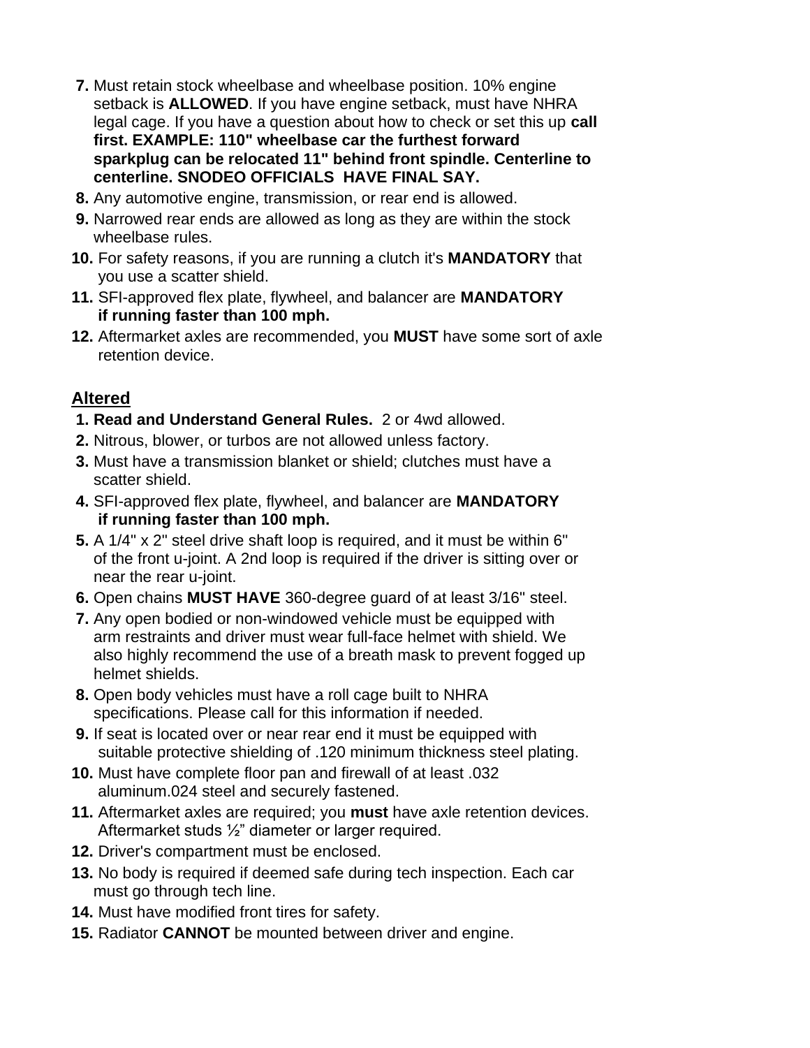7. Must retain stock wheelbase and wheelbase position. 10% engine setback is **ALLOWED**. If you have engine setback, must have NHRA legal cage. If you have a question about how to check or set this up **call first. EXAMPLE: 110" wheelbase car the furthest forward sparkplug can be relocated 11" behind front spindle. Centerline to centerline. SNODEO OFFICIALS HAVE FINAL SAY.**
8. Any automotive engine, transmission, or rear end is allowed.
9. Narrowed rear ends are allowed as long as they are within the stock wheelbase rules.
10. For safety reasons, if you are running a clutch it's **MANDATORY** that you use a scatter shield.
11. SFI-approved flex plate, flywheel, and balancer are **MANDATORY if running faster than 100 mph.**
12. Aftermarket axles are recommended, you **MUST** have some sort of axle retention device.

## Altered

1. **Read and Understand General Rules.** 2 or 4wd allowed.
2. Nitrous, blower, or turbos are not allowed unless factory.
3. Must have a transmission blanket or shield; clutches must have a scatter shield.
4. SFI-approved flex plate, flywheel, and balancer are **MANDATORY if running faster than 100 mph.**
5. A 1/4" x 2" steel drive shaft loop is required, and it must be within 6" of the front u-joint. A 2nd loop is required if the driver is sitting over or near the rear u-joint.
6. Open chains **MUST HAVE** 360-degree guard of at least 3/16" steel.
7. Any open bodied or non-windowed vehicle must be equipped with arm restraints and driver must wear full-face helmet with shield. We also highly recommend the use of a breath mask to prevent fogged up helmet shields.
8. Open body vehicles must have a roll cage built to NHRA specifications. Please call for this information if needed.
9. If seat is located over or near rear end it must be equipped with suitable protective shielding of .120 minimum thickness steel plating.
10. Must have complete floor pan and firewall of at least .032 aluminum.024 steel and securely fastened.
11. Aftermarket axles are required; you **must** have axle retention devices. Aftermarket studs ½" diameter or larger required.
12. Driver's compartment must be enclosed.
13. No body is required if deemed safe during tech inspection. Each car must go through tech line.
14. Must have modified front tires for safety.
15. Radiator **CANNOT** be mounted between driver and engine.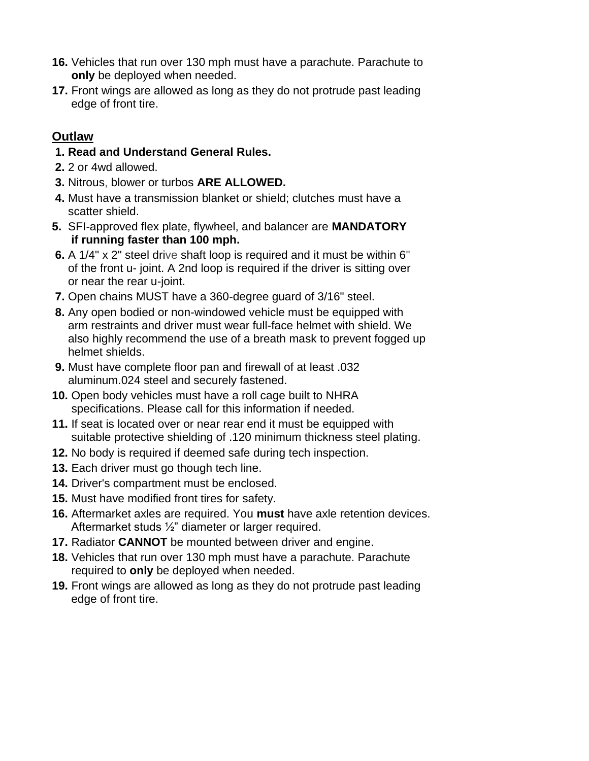16. Vehicles that run over 130 mph must have a parachute. Parachute to **only** be deployed when needed.
17. Front wings are allowed as long as they do not protrude past leading edge of front tire.

## Outlaw

1. **Read and Understand General Rules.**
2. 2 or 4wd allowed.
3. Nitrous, blower or turbos **ARE ALLOWED.**
4. Must have a transmission blanket or shield; clutches must have a scatter shield.
5. SFI-approved flex plate, flywheel, and balancer are **MANDATORY if running faster than 100 mph.**
6. A 1/4" x 2" steel drive shaft loop is required and it must be within 6" of the front u- joint. A 2nd loop is required if the driver is sitting over or near the rear u-joint.
7. Open chains MUST have a 360-degree guard of 3/16" steel.
8. Any open bodied or non-windowed vehicle must be equipped with arm restraints and driver must wear full-face helmet with shield. We also highly recommend the use of a breath mask to prevent fogged up helmet shields.
9. Must have complete floor pan and firewall of at least .032 aluminum.024 steel and securely fastened.
10. Open body vehicles must have a roll cage built to NHRA specifications. Please call for this information if needed.
11. If seat is located over or near rear end it must be equipped with suitable protective shielding of .120 minimum thickness steel plating.
12. No body is required if deemed safe during tech inspection.
13. Each driver must go though tech line.
14. Driver's compartment must be enclosed.
15. Must have modified front tires for safety.
16. Aftermarket axles are required. You **must** have axle retention devices. Aftermarket studs ½" diameter or larger required.
17. Radiator **CANNOT** be mounted between driver and engine.
18. Vehicles that run over 130 mph must have a parachute. Parachute required to **only** be deployed when needed.
19. Front wings are allowed as long as they do not protrude past leading edge of front tire.